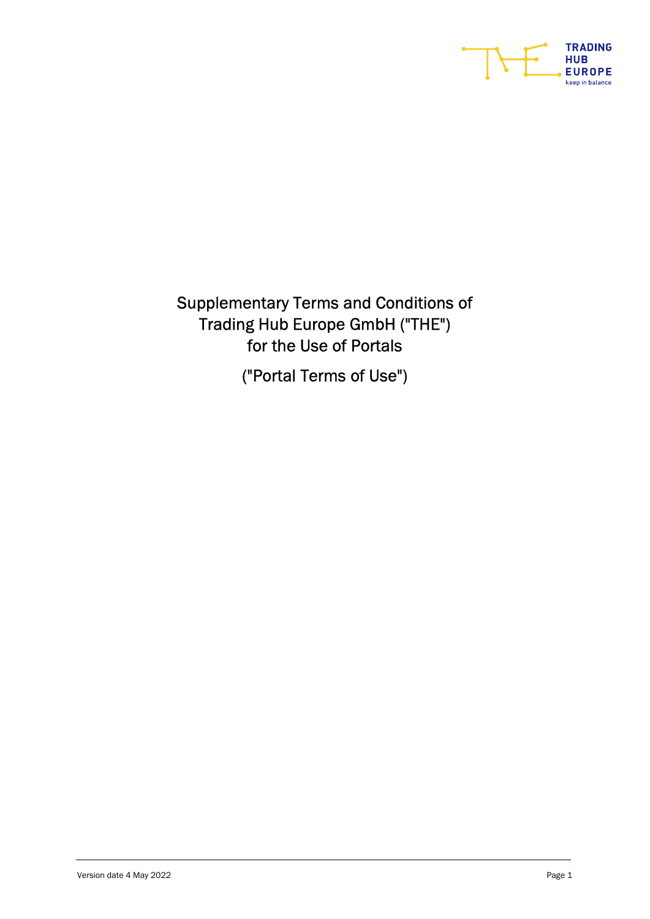# Supplementary Terms and Conditions of Trading Hub Europe GmbH ("THE") for the Use of Portals

("Portal Terms of Use")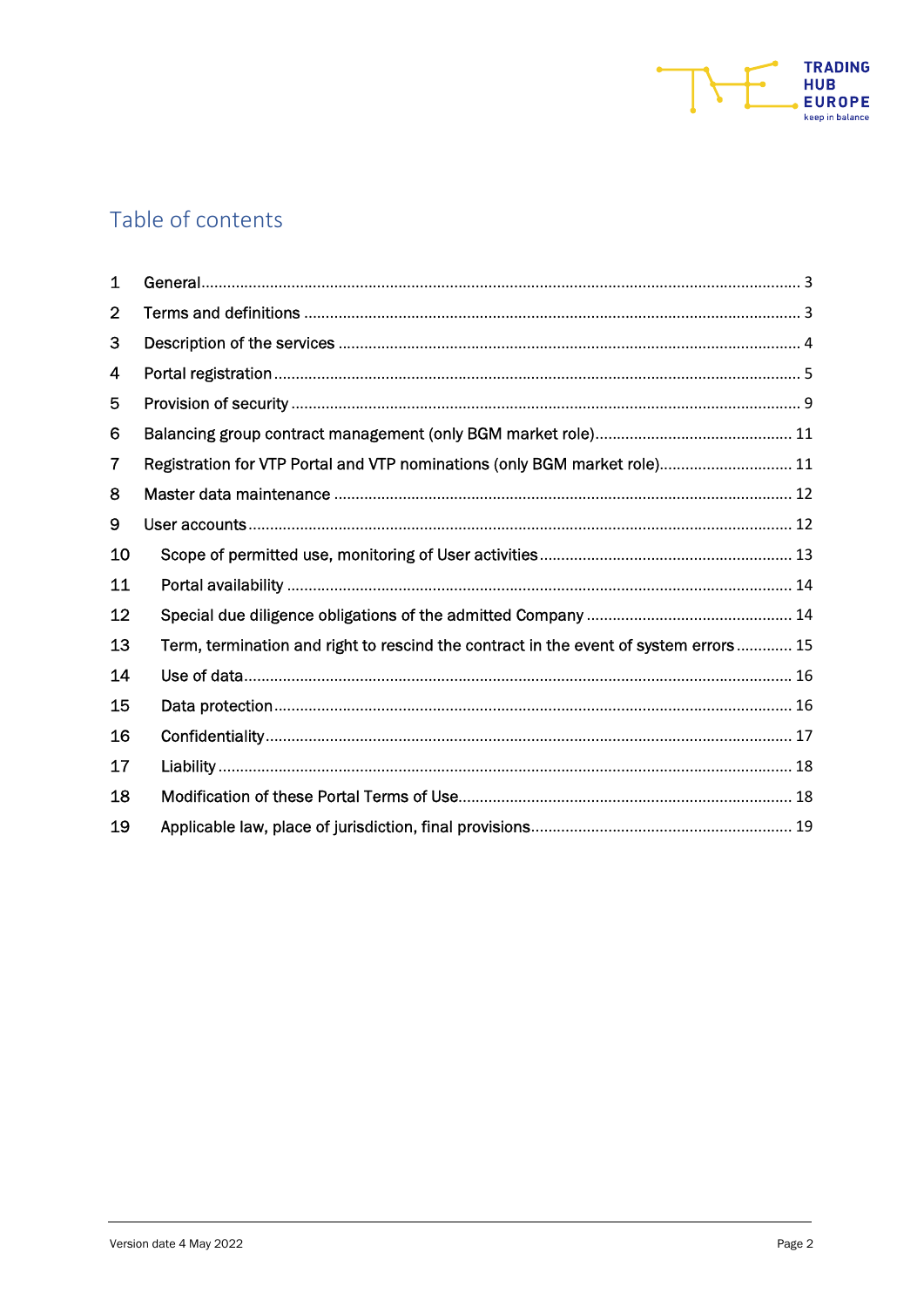# Table of contents

| | | |
|---|---|---|
| 1 | General | 3 |
| 2 | Terms and definitions | 3 |
| 3 | Description of the services | 4 |
| 4 | Portal registration | 5 |
| 5 | Provision of security | 9 |
| 6 | Balancing group contract management (only BGM market role) | 11 |
| 7 | Registration for VTP Portal and VTP nominations (only BGM market role) | 11 |
| 8 | Master data maintenance | 12 |
| 9 | User accounts | 12 |
| 10 | Scope of permitted use, monitoring of User activities | 13 |
| 11 | Portal availability | 14 |
| 12 | Special due diligence obligations of the admitted Company | 14 |
| 13 | Term, termination and right to rescind the contract in the event of system errors | 15 |
| 14 | Use of data | 16 |
| 15 | Data protection | 16 |
| 16 | Confidentiality | 17 |
| 17 | Liability | 18 |
| 18 | Modification of these Portal Terms of Use | 18 |
| 19 | Applicable law, place of jurisdiction, final provisions | 19 |

Version date 4 May 2022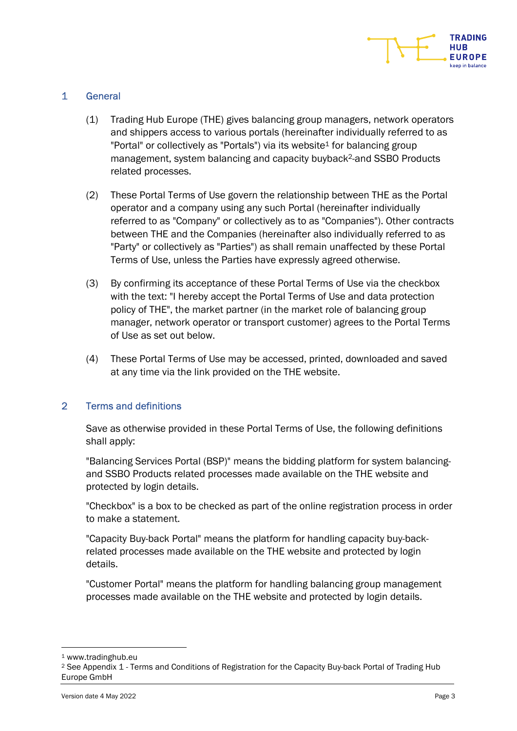## 1 General

(1) Trading Hub Europe (THE) gives balancing group managers, network operators and shippers access to various portals (hereinafter individually referred to as "Portal" or collectively as "Portals") via its website[1] for balancing group management, system balancing and capacity buyback[2]-and SSBO Products related processes.

(2) These Portal Terms of Use govern the relationship between THE as the Portal operator and a company using any such Portal (hereinafter individually referred to as "Company" or collectively as to as "Companies"). Other contracts between THE and the Companies (hereinafter also individually referred to as "Party" or collectively as "Parties") as shall remain unaffected by these Portal Terms of Use, unless the Parties have expressly agreed otherwise.

(3) By confirming its acceptance of these Portal Terms of Use via the checkbox with the text: "I hereby accept the Portal Terms of Use and data protection policy of THE", the market partner (in the market role of balancing group manager, network operator or transport customer) agrees to the Portal Terms of Use as set out below.

(4) These Portal Terms of Use may be accessed, printed, downloaded and saved at any time via the link provided on the THE website.

## 2 Terms and definitions

Save as otherwise provided in these Portal Terms of Use, the following definitions shall apply:

"Balancing Services Portal (BSP)" means the bidding platform for system balancing- and SSBO Products related processes made available on the THE website and protected by login details.

"Checkbox" is a box to be checked as part of the online registration process in order to make a statement.

"Capacity Buy-back Portal" means the platform for handling capacity buy-back-related processes made available on the THE website and protected by login details.

"Customer Portal" means the platform for handling balancing group management processes made available on the THE website and protected by login details.

---

[1] www.tradinghub.eu

[2] See Appendix 1 - Terms and Conditions of Registration for the Capacity Buy-back Portal of Trading Hub Europe GmbH

Version date 4 May 2022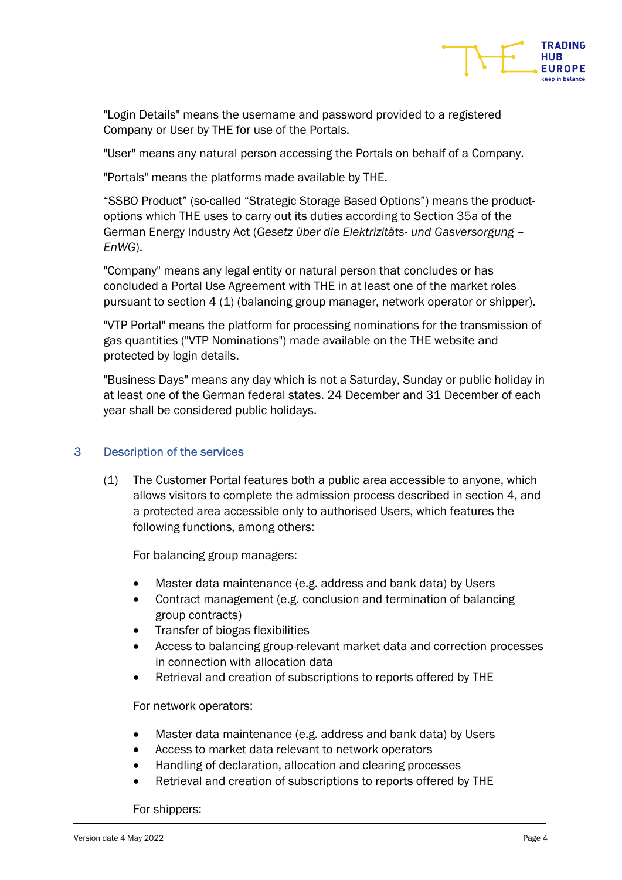"Login Details" means the username and password provided to a registered Company or User by THE for use of the Portals.

"User" means any natural person accessing the Portals on behalf of a Company.

"Portals" means the platforms made available by THE.

“SSBO Product” (so-called “Strategic Storage Based Options”) means the product-options which THE uses to carry out its duties according to Section 35a of the German Energy Industry Act (*Gesetz über die Elektrizitäts- und Gasversorgung – EnWG*).

"Company" means any legal entity or natural person that concludes or has concluded a Portal Use Agreement with THE in at least one of the market roles pursuant to section 4 (1) (balancing group manager, network operator or shipper).

"VTP Portal" means the platform for processing nominations for the transmission of gas quantities ("VTP Nominations") made available on the THE website and protected by login details.

"Business Days" means any day which is not a Saturday, Sunday or public holiday in at least one of the German federal states. 24 December and 31 December of each year shall be considered public holidays.

## 3 Description of the services

(1) The Customer Portal features both a public area accessible to anyone, which allows visitors to complete the admission process described in section 4, and a protected area accessible only to authorised Users, which features the following functions, among others:

For balancing group managers:

- Master data maintenance (e.g. address and bank data) by Users
- Contract management (e.g. conclusion and termination of balancing group contracts)
- Transfer of biogas flexibilities
- Access to balancing group-relevant market data and correction processes in connection with allocation data
- Retrieval and creation of subscriptions to reports offered by THE

For network operators:

- Master data maintenance (e.g. address and bank data) by Users
- Access to market data relevant to network operators
- Handling of declaration, allocation and clearing processes
- Retrieval and creation of subscriptions to reports offered by THE

For shippers: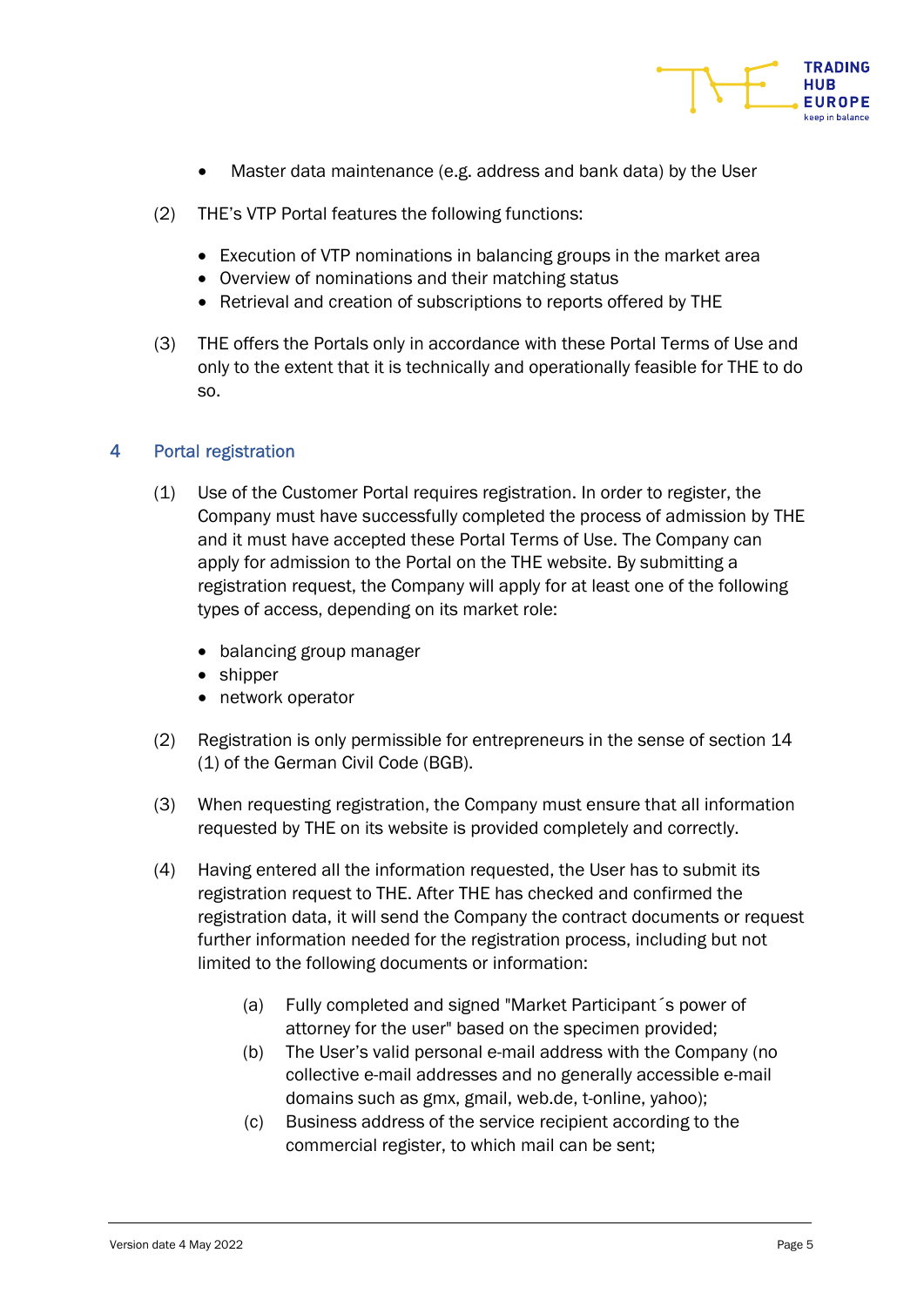- Master data maintenance (e.g. address and bank data) by the User

(2) THE's VTP Portal features the following functions:

- Execution of VTP nominations in balancing groups in the market area
- Overview of nominations and their matching status
- Retrieval and creation of subscriptions to reports offered by THE

(3) THE offers the Portals only in accordance with these Portal Terms of Use and only to the extent that it is technically and operationally feasible for THE to do so.

## 4 Portal registration

(1) Use of the Customer Portal requires registration. In order to register, the Company must have successfully completed the process of admission by THE and it must have accepted these Portal Terms of Use. The Company can apply for admission to the Portal on the THE website. By submitting a registration request, the Company will apply for at least one of the following types of access, depending on its market role:

- balancing group manager
- shipper
- network operator

(2) Registration is only permissible for entrepreneurs in the sense of section 14 (1) of the German Civil Code (BGB).

(3) When requesting registration, the Company must ensure that all information requested by THE on its website is provided completely and correctly.

(4) Having entered all the information requested, the User has to submit its registration request to THE. After THE has checked and confirmed the registration data, it will send the Company the contract documents or request further information needed for the registration process, including but not limited to the following documents or information:

(a) Fully completed and signed "Market Participant´s power of attorney for the user" based on the specimen provided;

(b) The User's valid personal e-mail address with the Company (no collective e-mail addresses and no generally accessible e-mail domains such as gmx, gmail, web.de, t-online, yahoo);

(c) Business address of the service recipient according to the commercial register, to which mail can be sent;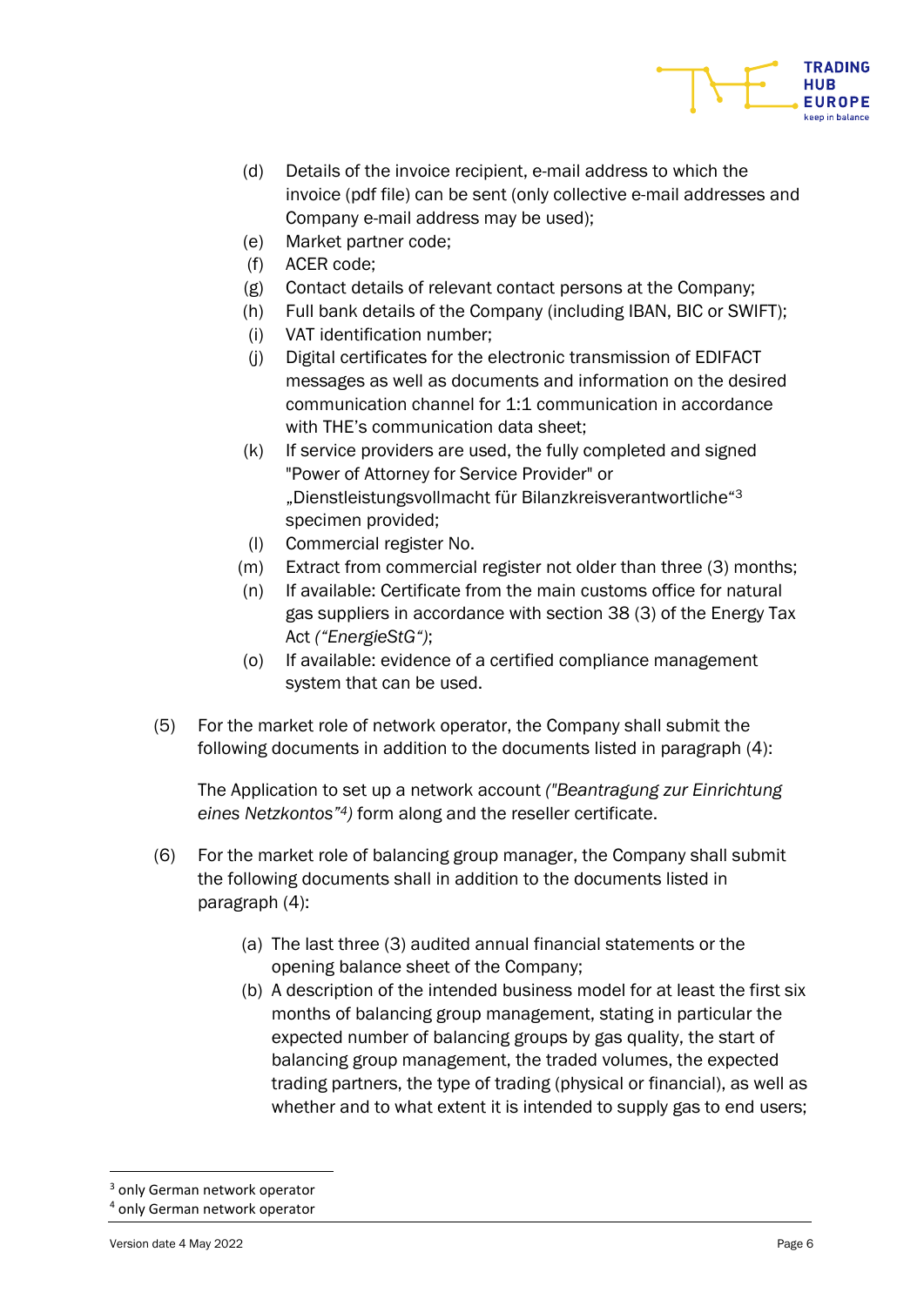(d) Details of the invoice recipient, e-mail address to which the invoice (pdf file) can be sent (only collective e-mail addresses and Company e-mail address may be used);

(e) Market partner code;

(f) ACER code;

(g) Contact details of relevant contact persons at the Company;

(h) Full bank details of the Company (including IBAN, BIC or SWIFT);

(i) VAT identification number;

(j) Digital certificates for the electronic transmission of EDIFACT messages as well as documents and information on the desired communication channel for 1:1 communication in accordance with THE's communication data sheet;

(k) If service providers are used, the fully completed and signed "Power of Attorney for Service Provider" or „Dienstleistungsvollmacht für Bilanzkreisverantwortliche“[3] specimen provided;

(l) Commercial register No.

(m) Extract from commercial register not older than three (3) months;

(n) If available: Certificate from the main customs office for natural gas suppliers in accordance with section 38 (3) of the Energy Tax Act *(“EnergieStG“)*;

(o) If available: evidence of a certified compliance management system that can be used.

(5) For the market role of network operator, the Company shall submit the following documents in addition to the documents listed in paragraph (4):

The Application to set up a network account *("Beantragung zur Einrichtung eines Netzkontos"[4])* form along and the reseller certificate.

(6) For the market role of balancing group manager, the Company shall submit the following documents shall in addition to the documents listed in paragraph (4):

(a) The last three (3) audited annual financial statements or the opening balance sheet of the Company;

(b) A description of the intended business model for at least the first six months of balancing group management, stating in particular the expected number of balancing groups by gas quality, the start of balancing group management, the traded volumes, the expected trading partners, the type of trading (physical or financial), as well as whether and to what extent it is intended to supply gas to end users;

---

[3] only German network operator

[4] only German network operator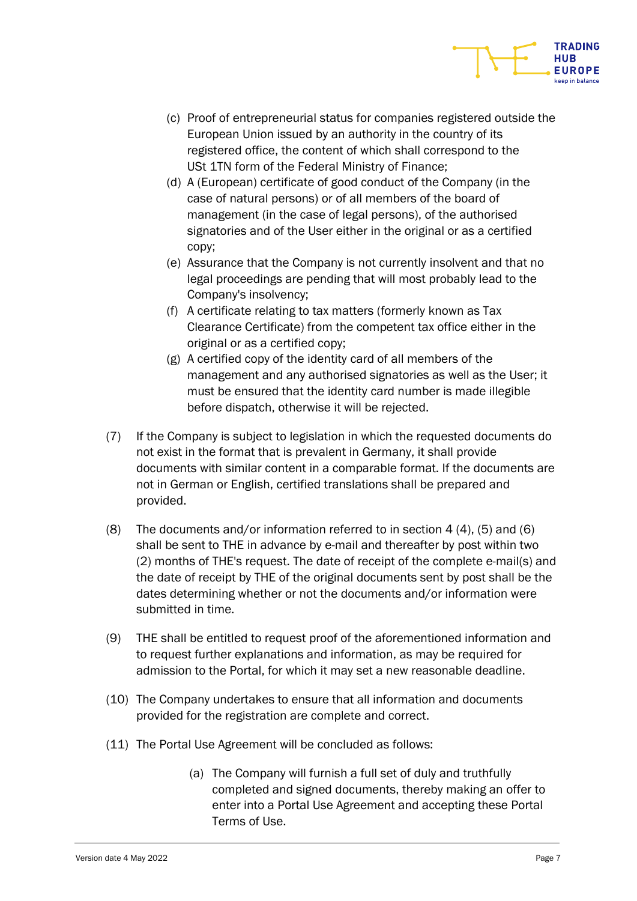(c) Proof of entrepreneurial status for companies registered outside the European Union issued by an authority in the country of its registered office, the content of which shall correspond to the USt 1TN form of the Federal Ministry of Finance;

(d) A (European) certificate of good conduct of the Company (in the case of natural persons) or of all members of the board of management (in the case of legal persons), of the authorised signatories and of the User either in the original or as a certified copy;

(e) Assurance that the Company is not currently insolvent and that no legal proceedings are pending that will most probably lead to the Company's insolvency;

(f) A certificate relating to tax matters (formerly known as Tax Clearance Certificate) from the competent tax office either in the original or as a certified copy;

(g) A certified copy of the identity card of all members of the management and any authorised signatories as well as the User; it must be ensured that the identity card number is made illegible before dispatch, otherwise it will be rejected.

(7) If the Company is subject to legislation in which the requested documents do not exist in the format that is prevalent in Germany, it shall provide documents with similar content in a comparable format. If the documents are not in German or English, certified translations shall be prepared and provided.

(8) The documents and/or information referred to in section 4 (4), (5) and (6) shall be sent to THE in advance by e-mail and thereafter by post within two (2) months of THE's request. The date of receipt of the complete e-mail(s) and the date of receipt by THE of the original documents sent by post shall be the dates determining whether or not the documents and/or information were submitted in time.

(9) THE shall be entitled to request proof of the aforementioned information and to request further explanations and information, as may be required for admission to the Portal, for which it may set a new reasonable deadline.

(10) The Company undertakes to ensure that all information and documents provided for the registration are complete and correct.

(11) The Portal Use Agreement will be concluded as follows:

(a) The Company will furnish a full set of duly and truthfully completed and signed documents, thereby making an offer to enter into a Portal Use Agreement and accepting these Portal Terms of Use.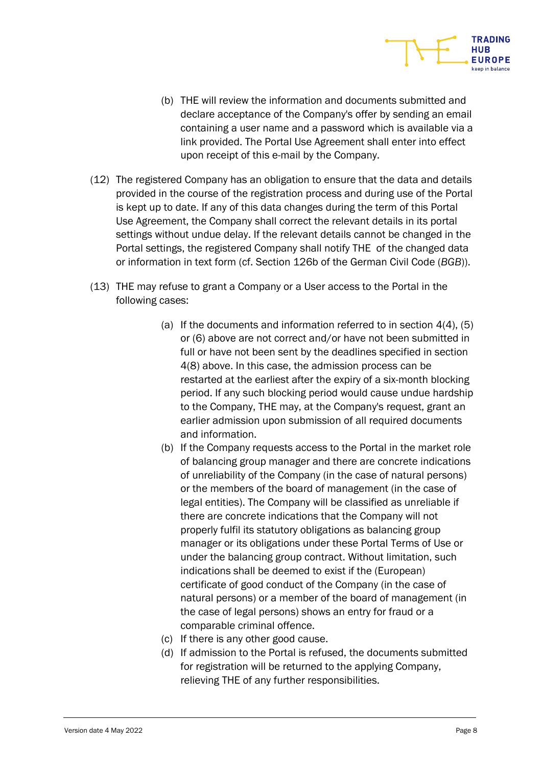(b) THE will review the information and documents submitted and declare acceptance of the Company's offer by sending an email containing a user name and a password which is available via a link provided. The Portal Use Agreement shall enter into effect upon receipt of this e-mail by the Company.

(12) The registered Company has an obligation to ensure that the data and details provided in the course of the registration process and during use of the Portal is kept up to date. If any of this data changes during the term of this Portal Use Agreement, the Company shall correct the relevant details in its portal settings without undue delay. If the relevant details cannot be changed in the Portal settings, the registered Company shall notify THE of the changed data or information in text form (cf. Section 126b of the German Civil Code (*BGB*)).

(13) THE may refuse to grant a Company or a User access to the Portal in the following cases:

(a) If the documents and information referred to in section 4(4), (5) or (6) above are not correct and/or have not been submitted in full or have not been sent by the deadlines specified in section 4(8) above. In this case, the admission process can be restarted at the earliest after the expiry of a six-month blocking period. If any such blocking period would cause undue hardship to the Company, THE may, at the Company's request, grant an earlier admission upon submission of all required documents and information.

(b) If the Company requests access to the Portal in the market role of balancing group manager and there are concrete indications of unreliability of the Company (in the case of natural persons) or the members of the board of management (in the case of legal entities). The Company will be classified as unreliable if there are concrete indications that the Company will not properly fulfil its statutory obligations as balancing group manager or its obligations under these Portal Terms of Use or under the balancing group contract. Without limitation, such indications shall be deemed to exist if the (European) certificate of good conduct of the Company (in the case of natural persons) or a member of the board of management (in the case of legal persons) shows an entry for fraud or a comparable criminal offence.

(c) If there is any other good cause.

(d) If admission to the Portal is refused, the documents submitted for registration will be returned to the applying Company, relieving THE of any further responsibilities.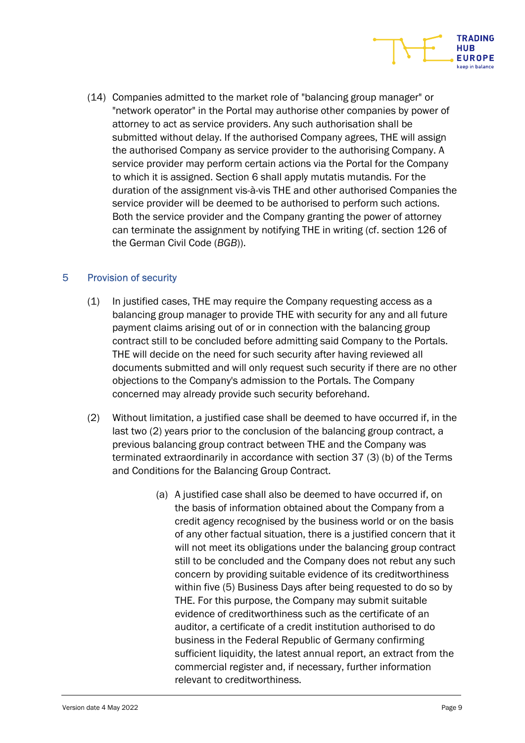(14) Companies admitted to the market role of "balancing group manager" or "network operator" in the Portal may authorise other companies by power of attorney to act as service providers. Any such authorisation shall be submitted without delay. If the authorised Company agrees, THE will assign the authorised Company as service provider to the authorising Company. A service provider may perform certain actions via the Portal for the Company to which it is assigned. Section 6 shall apply mutatis mutandis. For the duration of the assignment vis-à-vis THE and other authorised Companies the service provider will be deemed to be authorised to perform such actions. Both the service provider and the Company granting the power of attorney can terminate the assignment by notifying THE in writing (cf. section 126 of the German Civil Code (*BGB*)).

## 5 Provision of security

(1) In justified cases, THE may require the Company requesting access as a balancing group manager to provide THE with security for any and all future payment claims arising out of or in connection with the balancing group contract still to be concluded before admitting said Company to the Portals. THE will decide on the need for such security after having reviewed all documents submitted and will only request such security if there are no other objections to the Company's admission to the Portals. The Company concerned may already provide such security beforehand.

(2) Without limitation, a justified case shall be deemed to have occurred if, in the last two (2) years prior to the conclusion of the balancing group contract, a previous balancing group contract between THE and the Company was terminated extraordinarily in accordance with section 37 (3) (b) of the Terms and Conditions for the Balancing Group Contract.

  (a) A justified case shall also be deemed to have occurred if, on the basis of information obtained about the Company from a credit agency recognised by the business world or on the basis of any other factual situation, there is a justified concern that it will not meet its obligations under the balancing group contract still to be concluded and the Company does not rebut any such concern by providing suitable evidence of its creditworthiness within five (5) Business Days after being requested to do so by THE. For this purpose, the Company may submit suitable evidence of creditworthiness such as the certificate of an auditor, a certificate of a credit institution authorised to do business in the Federal Republic of Germany confirming sufficient liquidity, the latest annual report, an extract from the commercial register and, if necessary, further information relevant to creditworthiness.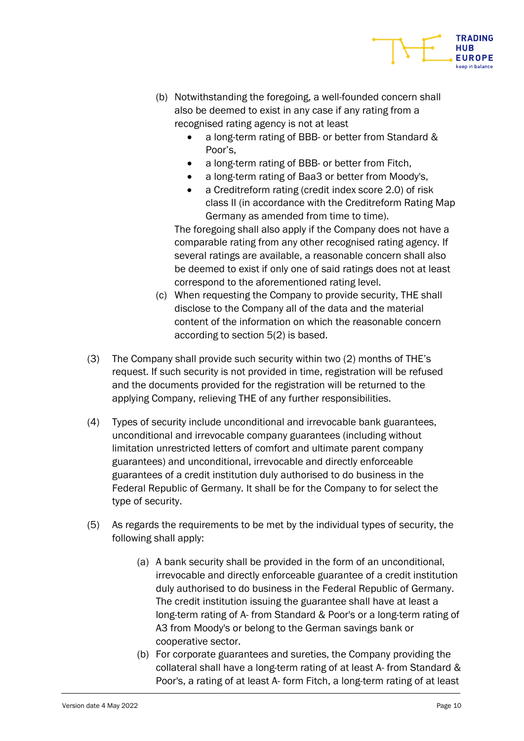(b) Notwithstanding the foregoing, a well-founded concern shall also be deemed to exist in any case if any rating from a recognised rating agency is not at least

- a long-term rating of BBB- or better from Standard & Poor's,
- a long-term rating of BBB- or better from Fitch,
- a long-term rating of Baa3 or better from Moody's,
- a Creditreform rating (credit index score 2.0) of risk class II (in accordance with the Creditreform Rating Map Germany as amended from time to time).

The foregoing shall also apply if the Company does not have a comparable rating from any other recognised rating agency. If several ratings are available, a reasonable concern shall also be deemed to exist if only one of said ratings does not at least correspond to the aforementioned rating level.

(c) When requesting the Company to provide security, THE shall disclose to the Company all of the data and the material content of the information on which the reasonable concern according to section 5(2) is based.

(3) The Company shall provide such security within two (2) months of THE's request. If such security is not provided in time, registration will be refused and the documents provided for the registration will be returned to the applying Company, relieving THE of any further responsibilities.

(4) Types of security include unconditional and irrevocable bank guarantees, unconditional and irrevocable company guarantees (including without limitation unrestricted letters of comfort and ultimate parent company guarantees) and unconditional, irrevocable and directly enforceable guarantees of a credit institution duly authorised to do business in the Federal Republic of Germany. It shall be for the Company to for select the type of security.

(5) As regards the requirements to be met by the individual types of security, the following shall apply:

(a) A bank security shall be provided in the form of an unconditional, irrevocable and directly enforceable guarantee of a credit institution duly authorised to do business in the Federal Republic of Germany. The credit institution issuing the guarantee shall have at least a long-term rating of A- from Standard & Poor's or a long-term rating of A3 from Moody's or belong to the German savings bank or cooperative sector.

(b) For corporate guarantees and sureties, the Company providing the collateral shall have a long-term rating of at least A- from Standard & Poor's, a rating of at least A- form Fitch, a long-term rating of at least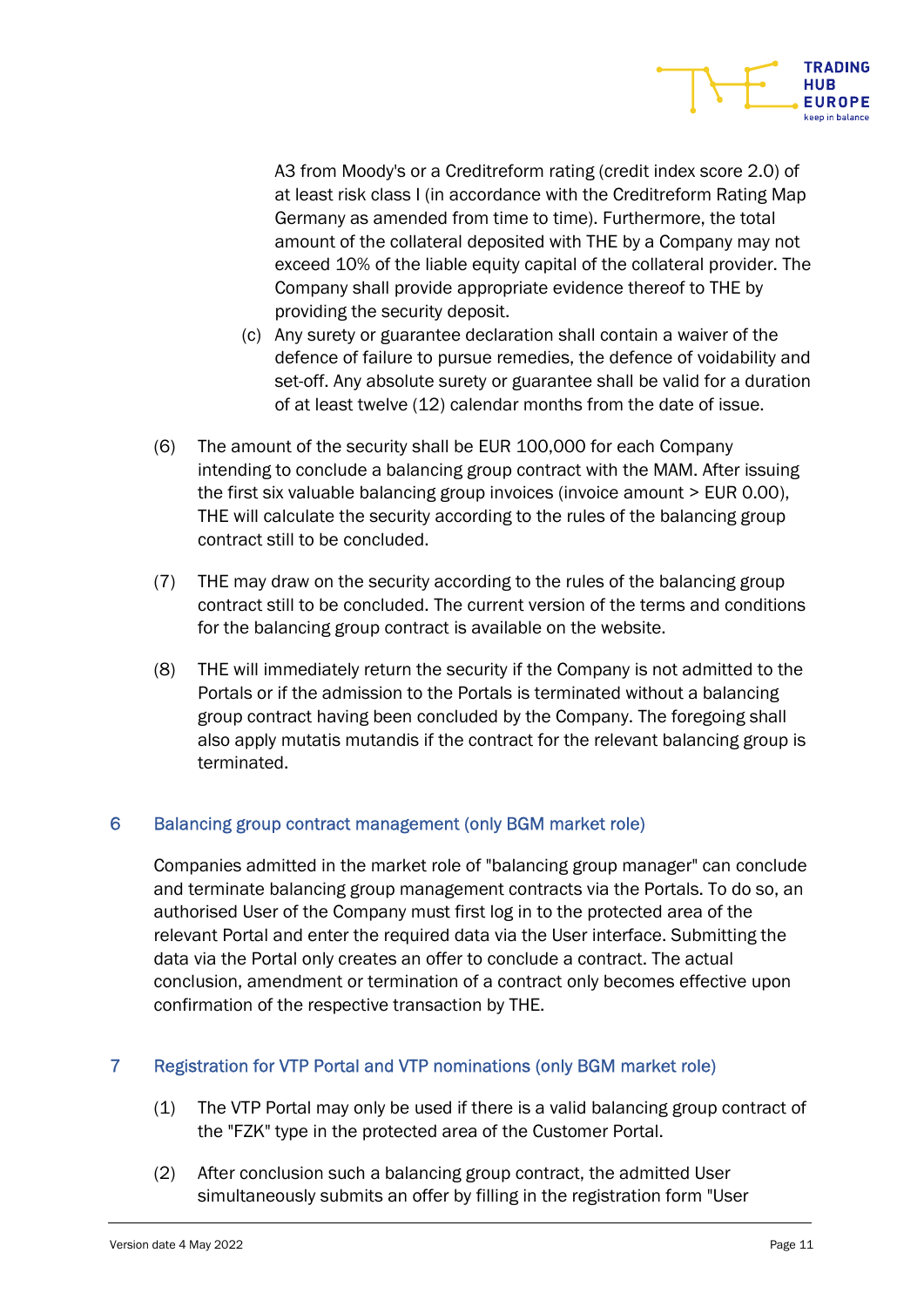A3 from Moody's or a Creditreform rating (credit index score 2.0) of at least risk class I (in accordance with the Creditreform Rating Map Germany as amended from time to time). Furthermore, the total amount of the collateral deposited with THE by a Company may not exceed 10% of the liable equity capital of the collateral provider. The Company shall provide appropriate evidence thereof to THE by providing the security deposit.

(c) Any surety or guarantee declaration shall contain a waiver of the defence of failure to pursue remedies, the defence of voidability and set-off. Any absolute surety or guarantee shall be valid for a duration of at least twelve (12) calendar months from the date of issue.

(6) The amount of the security shall be EUR 100,000 for each Company intending to conclude a balancing group contract with the MAM. After issuing the first six valuable balancing group invoices (invoice amount > EUR 0.00), THE will calculate the security according to the rules of the balancing group contract still to be concluded.

(7) THE may draw on the security according to the rules of the balancing group contract still to be concluded. The current version of the terms and conditions for the balancing group contract is available on the website.

(8) THE will immediately return the security if the Company is not admitted to the Portals or if the admission to the Portals is terminated without a balancing group contract having been concluded by the Company. The foregoing shall also apply mutatis mutandis if the contract for the relevant balancing group is terminated.

## 6 Balancing group contract management (only BGM market role)

Companies admitted in the market role of "balancing group manager" can conclude and terminate balancing group management contracts via the Portals. To do so, an authorised User of the Company must first log in to the protected area of the relevant Portal and enter the required data via the User interface. Submitting the data via the Portal only creates an offer to conclude a contract. The actual conclusion, amendment or termination of a contract only becomes effective upon confirmation of the respective transaction by THE.

## 7 Registration for VTP Portal and VTP nominations (only BGM market role)

(1) The VTP Portal may only be used if there is a valid balancing group contract of the "FZK" type in the protected area of the Customer Portal.

(2) After conclusion such a balancing group contract, the admitted User simultaneously submits an offer by filling in the registration form "User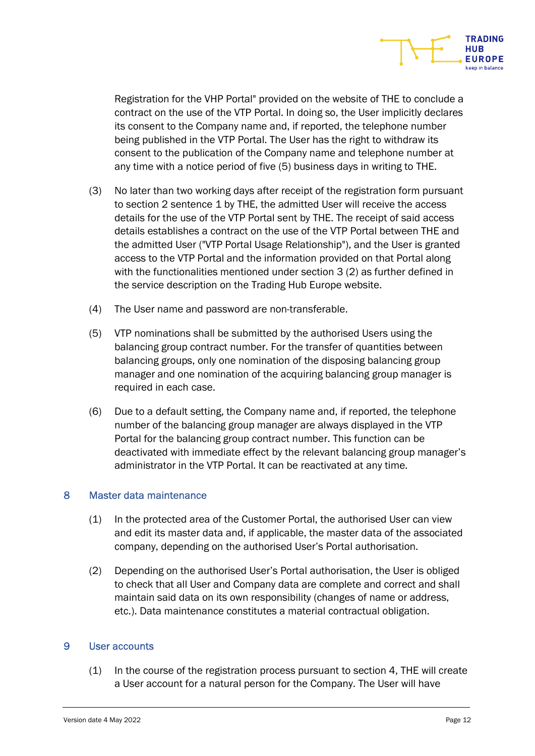Registration for the VHP Portal" provided on the website of THE to conclude a contract on the use of the VTP Portal. In doing so, the User implicitly declares its consent to the Company name and, if reported, the telephone number being published in the VTP Portal. The User has the right to withdraw its consent to the publication of the Company name and telephone number at any time with a notice period of five (5) business days in writing to THE.

(3) No later than two working days after receipt of the registration form pursuant to section 2 sentence 1 by THE, the admitted User will receive the access details for the use of the VTP Portal sent by THE. The receipt of said access details establishes a contract on the use of the VTP Portal between THE and the admitted User ("VTP Portal Usage Relationship"), and the User is granted access to the VTP Portal and the information provided on that Portal along with the functionalities mentioned under section 3 (2) as further defined in the service description on the Trading Hub Europe website.

(4) The User name and password are non-transferable.

(5) VTP nominations shall be submitted by the authorised Users using the balancing group contract number. For the transfer of quantities between balancing groups, only one nomination of the disposing balancing group manager and one nomination of the acquiring balancing group manager is required in each case.

(6) Due to a default setting, the Company name and, if reported, the telephone number of the balancing group manager are always displayed in the VTP Portal for the balancing group contract number. This function can be deactivated with immediate effect by the relevant balancing group manager's administrator in the VTP Portal. It can be reactivated at any time.

## 8 Master data maintenance

(1) In the protected area of the Customer Portal, the authorised User can view and edit its master data and, if applicable, the master data of the associated company, depending on the authorised User's Portal authorisation.

(2) Depending on the authorised User's Portal authorisation, the User is obliged to check that all User and Company data are complete and correct and shall maintain said data on its own responsibility (changes of name or address, etc.). Data maintenance constitutes a material contractual obligation.

## 9 User accounts

(1) In the course of the registration process pursuant to section 4, THE will create a User account for a natural person for the Company. The User will have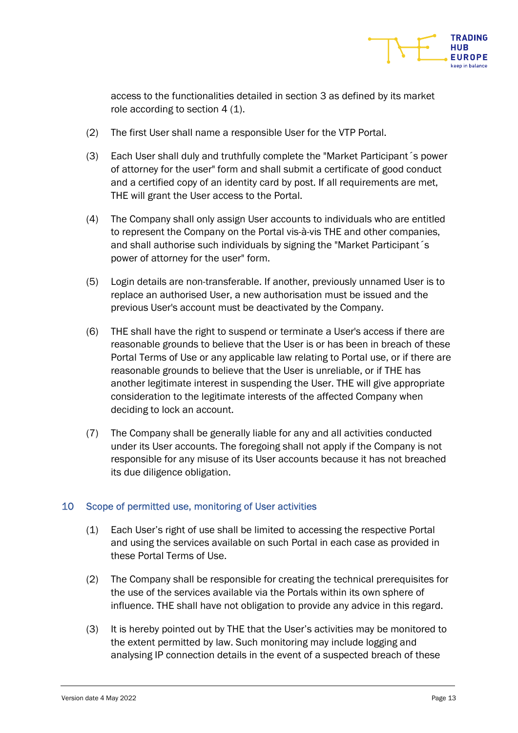access to the functionalities detailed in section 3 as defined by its market role according to section 4 (1).

(2) The first User shall name a responsible User for the VTP Portal.

(3) Each User shall duly and truthfully complete the "Market Participant´s power of attorney for the user" form and shall submit a certificate of good conduct and a certified copy of an identity card by post. If all requirements are met, THE will grant the User access to the Portal.

(4) The Company shall only assign User accounts to individuals who are entitled to represent the Company on the Portal vis-à-vis THE and other companies, and shall authorise such individuals by signing the "Market Participant´s power of attorney for the user" form.

(5) Login details are non-transferable. If another, previously unnamed User is to replace an authorised User, a new authorisation must be issued and the previous User's account must be deactivated by the Company.

(6) THE shall have the right to suspend or terminate a User's access if there are reasonable grounds to believe that the User is or has been in breach of these Portal Terms of Use or any applicable law relating to Portal use, or if there are reasonable grounds to believe that the User is unreliable, or if THE has another legitimate interest in suspending the User. THE will give appropriate consideration to the legitimate interests of the affected Company when deciding to lock an account.

(7) The Company shall be generally liable for any and all activities conducted under its User accounts. The foregoing shall not apply if the Company is not responsible for any misuse of its User accounts because it has not breached its due diligence obligation.

## 10 Scope of permitted use, monitoring of User activities

(1) Each User's right of use shall be limited to accessing the respective Portal and using the services available on such Portal in each case as provided in these Portal Terms of Use.

(2) The Company shall be responsible for creating the technical prerequisites for the use of the services available via the Portals within its own sphere of influence. THE shall have not obligation to provide any advice in this regard.

(3) It is hereby pointed out by THE that the User's activities may be monitored to the extent permitted by law. Such monitoring may include logging and analysing IP connection details in the event of a suspected breach of these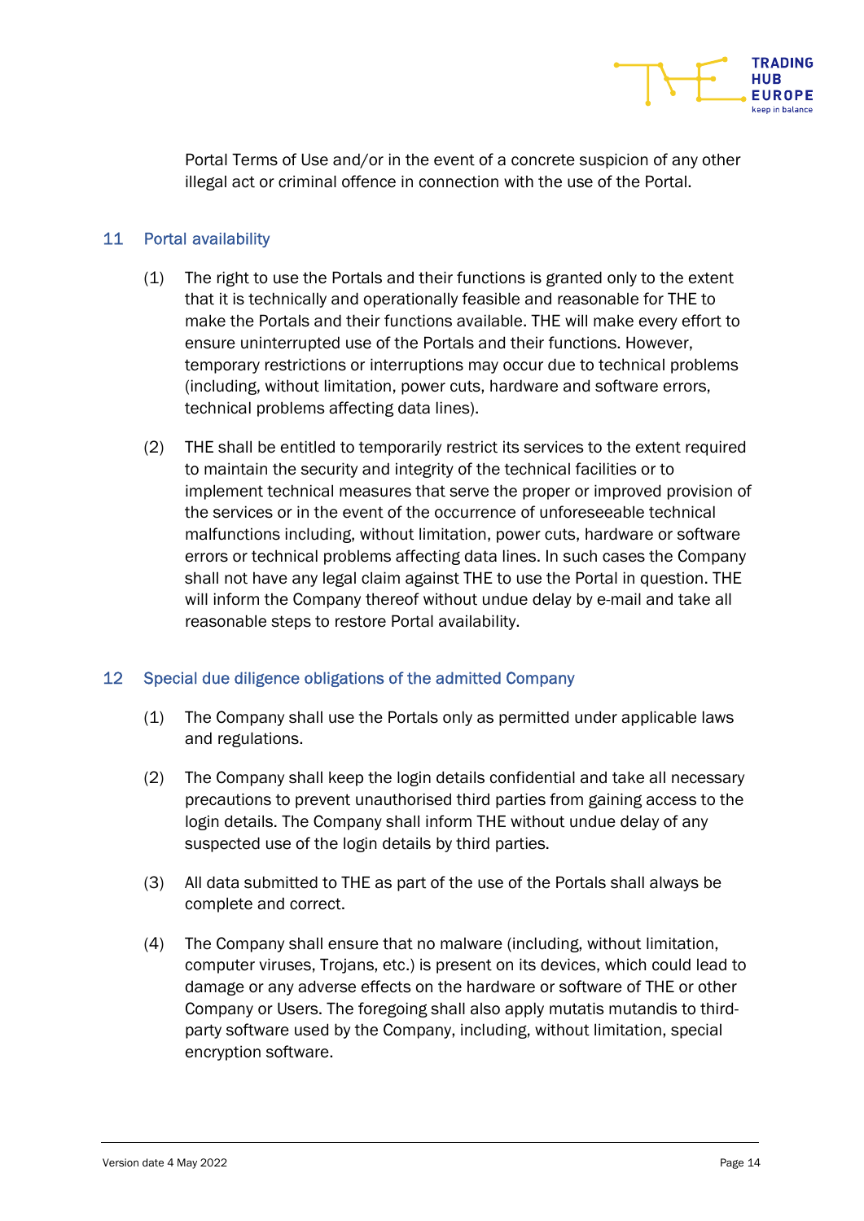Portal Terms of Use and/or in the event of a concrete suspicion of any other illegal act or criminal offence in connection with the use of the Portal.

## 11 Portal availability

(1) The right to use the Portals and their functions is granted only to the extent that it is technically and operationally feasible and reasonable for THE to make the Portals and their functions available. THE will make every effort to ensure uninterrupted use of the Portals and their functions. However, temporary restrictions or interruptions may occur due to technical problems (including, without limitation, power cuts, hardware and software errors, technical problems affecting data lines).

(2) THE shall be entitled to temporarily restrict its services to the extent required to maintain the security and integrity of the technical facilities or to implement technical measures that serve the proper or improved provision of the services or in the event of the occurrence of unforeseeable technical malfunctions including, without limitation, power cuts, hardware or software errors or technical problems affecting data lines. In such cases the Company shall not have any legal claim against THE to use the Portal in question. THE will inform the Company thereof without undue delay by e-mail and take all reasonable steps to restore Portal availability.

## 12 Special due diligence obligations of the admitted Company

(1) The Company shall use the Portals only as permitted under applicable laws and regulations.

(2) The Company shall keep the login details confidential and take all necessary precautions to prevent unauthorised third parties from gaining access to the login details. The Company shall inform THE without undue delay of any suspected use of the login details by third parties.

(3) All data submitted to THE as part of the use of the Portals shall always be complete and correct.

(4) The Company shall ensure that no malware (including, without limitation, computer viruses, Trojans, etc.) is present on its devices, which could lead to damage or any adverse effects on the hardware or software of THE or other Company or Users. The foregoing shall also apply mutatis mutandis to third-party software used by the Company, including, without limitation, special encryption software.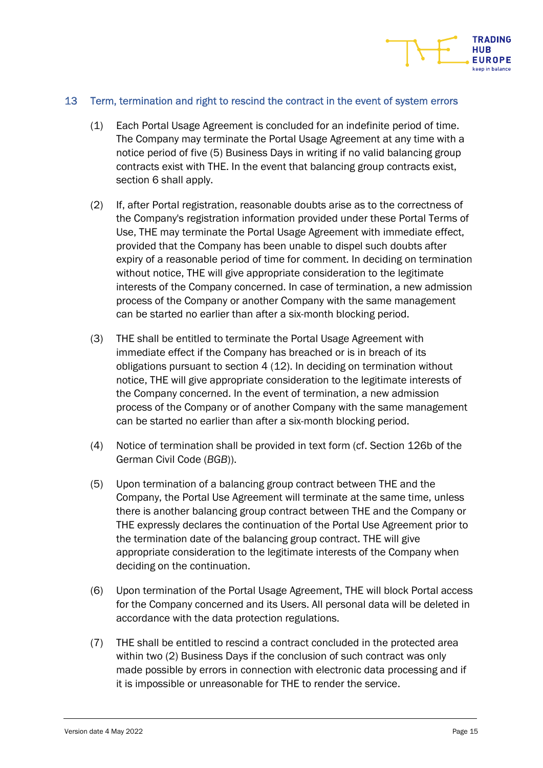## 13 Term, termination and right to rescind the contract in the event of system errors

(1) Each Portal Usage Agreement is concluded for an indefinite period of time. The Company may terminate the Portal Usage Agreement at any time with a notice period of five (5) Business Days in writing if no valid balancing group contracts exist with THE. In the event that balancing group contracts exist, section 6 shall apply.

(2) If, after Portal registration, reasonable doubts arise as to the correctness of the Company's registration information provided under these Portal Terms of Use, THE may terminate the Portal Usage Agreement with immediate effect, provided that the Company has been unable to dispel such doubts after expiry of a reasonable period of time for comment. In deciding on termination without notice, THE will give appropriate consideration to the legitimate interests of the Company concerned. In case of termination, a new admission process of the Company or another Company with the same management can be started no earlier than after a six-month blocking period.

(3) THE shall be entitled to terminate the Portal Usage Agreement with immediate effect if the Company has breached or is in breach of its obligations pursuant to section 4 (12). In deciding on termination without notice, THE will give appropriate consideration to the legitimate interests of the Company concerned. In the event of termination, a new admission process of the Company or of another Company with the same management can be started no earlier than after a six-month blocking period.

(4) Notice of termination shall be provided in text form (cf. Section 126b of the German Civil Code (*BGB*)).

(5) Upon termination of a balancing group contract between THE and the Company, the Portal Use Agreement will terminate at the same time, unless there is another balancing group contract between THE and the Company or THE expressly declares the continuation of the Portal Use Agreement prior to the termination date of the balancing group contract. THE will give appropriate consideration to the legitimate interests of the Company when deciding on the continuation.

(6) Upon termination of the Portal Usage Agreement, THE will block Portal access for the Company concerned and its Users. All personal data will be deleted in accordance with the data protection regulations.

(7) THE shall be entitled to rescind a contract concluded in the protected area within two (2) Business Days if the conclusion of such contract was only made possible by errors in connection with electronic data processing and if it is impossible or unreasonable for THE to render the service.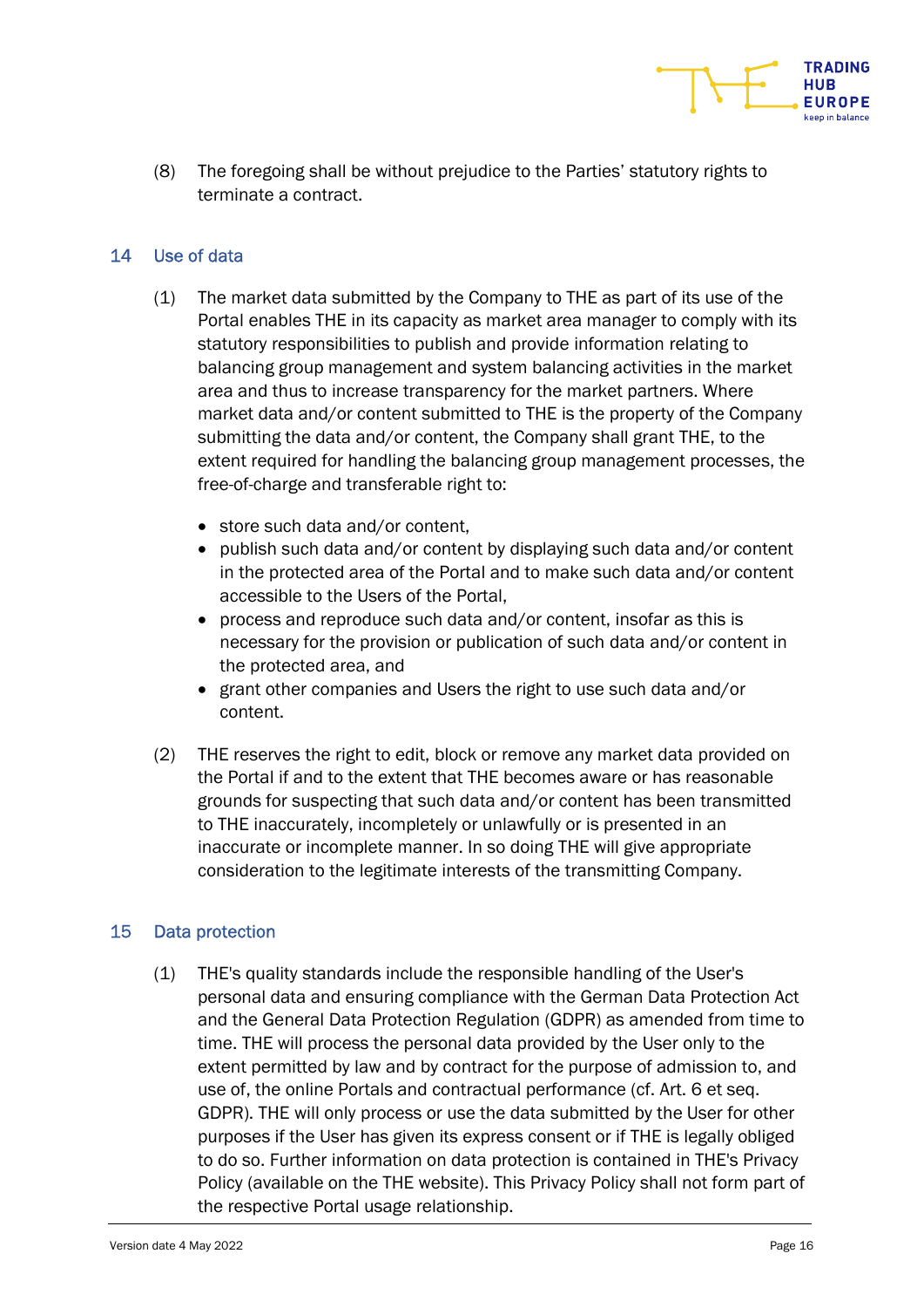(8) The foregoing shall be without prejudice to the Parties' statutory rights to terminate a contract.

## 14 Use of data

(1) The market data submitted by the Company to THE as part of its use of the Portal enables THE in its capacity as market area manager to comply with its statutory responsibilities to publish and provide information relating to balancing group management and system balancing activities in the market area and thus to increase transparency for the market partners. Where market data and/or content submitted to THE is the property of the Company submitting the data and/or content, the Company shall grant THE, to the extent required for handling the balancing group management processes, the free-of-charge and transferable right to:

- store such data and/or content,
- publish such data and/or content by displaying such data and/or content in the protected area of the Portal and to make such data and/or content accessible to the Users of the Portal,
- process and reproduce such data and/or content, insofar as this is necessary for the provision or publication of such data and/or content in the protected area, and
- grant other companies and Users the right to use such data and/or content.

(2) THE reserves the right to edit, block or remove any market data provided on the Portal if and to the extent that THE becomes aware or has reasonable grounds for suspecting that such data and/or content has been transmitted to THE inaccurately, incompletely or unlawfully or is presented in an inaccurate or incomplete manner. In so doing THE will give appropriate consideration to the legitimate interests of the transmitting Company.

## 15 Data protection

(1) THE's quality standards include the responsible handling of the User's personal data and ensuring compliance with the German Data Protection Act and the General Data Protection Regulation (GDPR) as amended from time to time. THE will process the personal data provided by the User only to the extent permitted by law and by contract for the purpose of admission to, and use of, the online Portals and contractual performance (cf. Art. 6 et seq. GDPR). THE will only process or use the data submitted by the User for other purposes if the User has given its express consent or if THE is legally obliged to do so. Further information on data protection is contained in THE's Privacy Policy (available on the THE website). This Privacy Policy shall not form part of the respective Portal usage relationship.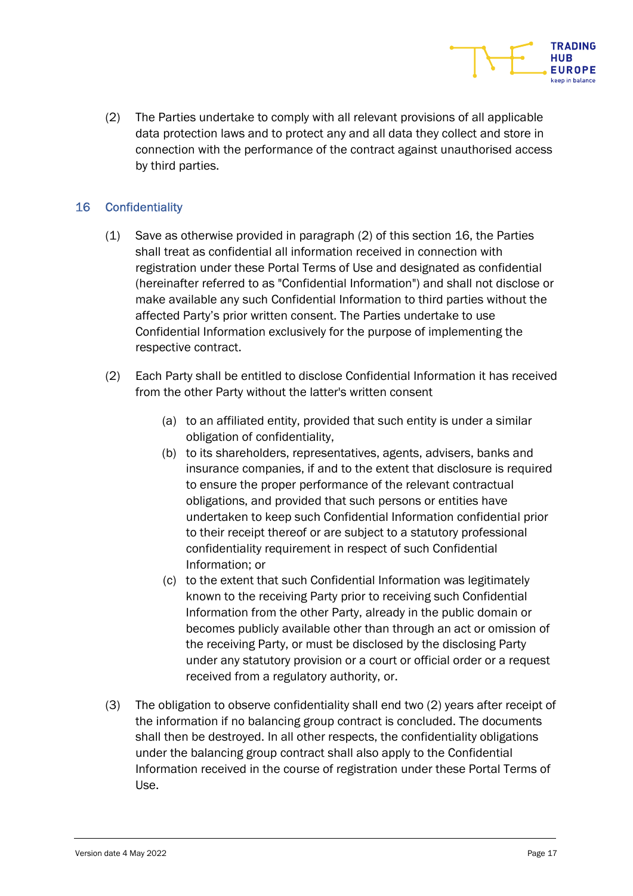(2) The Parties undertake to comply with all relevant provisions of all applicable data protection laws and to protect any and all data they collect and store in connection with the performance of the contract against unauthorised access by third parties.

## 16 Confidentiality

(1) Save as otherwise provided in paragraph (2) of this section 16, the Parties shall treat as confidential all information received in connection with registration under these Portal Terms of Use and designated as confidential (hereinafter referred to as "Confidential Information") and shall not disclose or make available any such Confidential Information to third parties without the affected Party's prior written consent. The Parties undertake to use Confidential Information exclusively for the purpose of implementing the respective contract.

(2) Each Party shall be entitled to disclose Confidential Information it has received from the other Party without the latter's written consent

- (a) to an affiliated entity, provided that such entity is under a similar obligation of confidentiality,
- (b) to its shareholders, representatives, agents, advisers, banks and insurance companies, if and to the extent that disclosure is required to ensure the proper performance of the relevant contractual obligations, and provided that such persons or entities have undertaken to keep such Confidential Information confidential prior to their receipt thereof or are subject to a statutory professional confidentiality requirement in respect of such Confidential Information; or
- (c) to the extent that such Confidential Information was legitimately known to the receiving Party prior to receiving such Confidential Information from the other Party, already in the public domain or becomes publicly available other than through an act or omission of the receiving Party, or must be disclosed by the disclosing Party under any statutory provision or a court or official order or a request received from a regulatory authority, or.

(3) The obligation to observe confidentiality shall end two (2) years after receipt of the information if no balancing group contract is concluded. The documents shall then be destroyed. In all other respects, the confidentiality obligations under the balancing group contract shall also apply to the Confidential Information received in the course of registration under these Portal Terms of Use.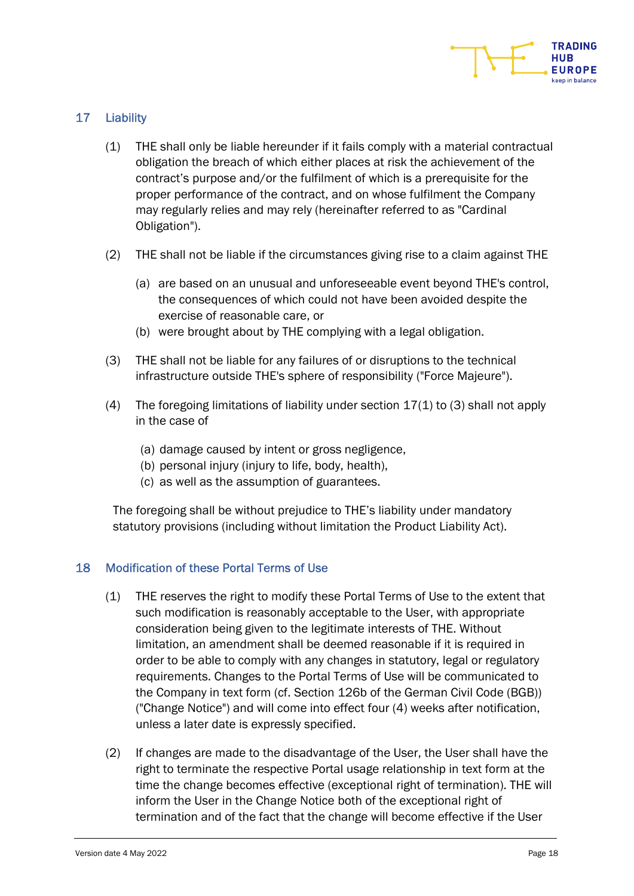## 17 Liability

(1) THE shall only be liable hereunder if it fails comply with a material contractual obligation the breach of which either places at risk the achievement of the contract's purpose and/or the fulfilment of which is a prerequisite for the proper performance of the contract, and on whose fulfilment the Company may regularly relies and may rely (hereinafter referred to as "Cardinal Obligation").

(2) THE shall not be liable if the circumstances giving rise to a claim against THE

(a) are based on an unusual and unforeseeable event beyond THE's control, the consequences of which could not have been avoided despite the exercise of reasonable care, or

(b) were brought about by THE complying with a legal obligation.

(3) THE shall not be liable for any failures of or disruptions to the technical infrastructure outside THE's sphere of responsibility ("Force Majeure").

(4) The foregoing limitations of liability under section 17(1) to (3) shall not apply in the case of

(a) damage caused by intent or gross negligence,

(b) personal injury (injury to life, body, health),

(c) as well as the assumption of guarantees.

The foregoing shall be without prejudice to THE's liability under mandatory statutory provisions (including without limitation the Product Liability Act).

## 18 Modification of these Portal Terms of Use

(1) THE reserves the right to modify these Portal Terms of Use to the extent that such modification is reasonably acceptable to the User, with appropriate consideration being given to the legitimate interests of THE. Without limitation, an amendment shall be deemed reasonable if it is required in order to be able to comply with any changes in statutory, legal or regulatory requirements. Changes to the Portal Terms of Use will be communicated to the Company in text form (cf. Section 126b of the German Civil Code (BGB)) ("Change Notice") and will come into effect four (4) weeks after notification, unless a later date is expressly specified.

(2) If changes are made to the disadvantage of the User, the User shall have the right to terminate the respective Portal usage relationship in text form at the time the change becomes effective (exceptional right of termination). THE will inform the User in the Change Notice both of the exceptional right of termination and of the fact that the change will become effective if the User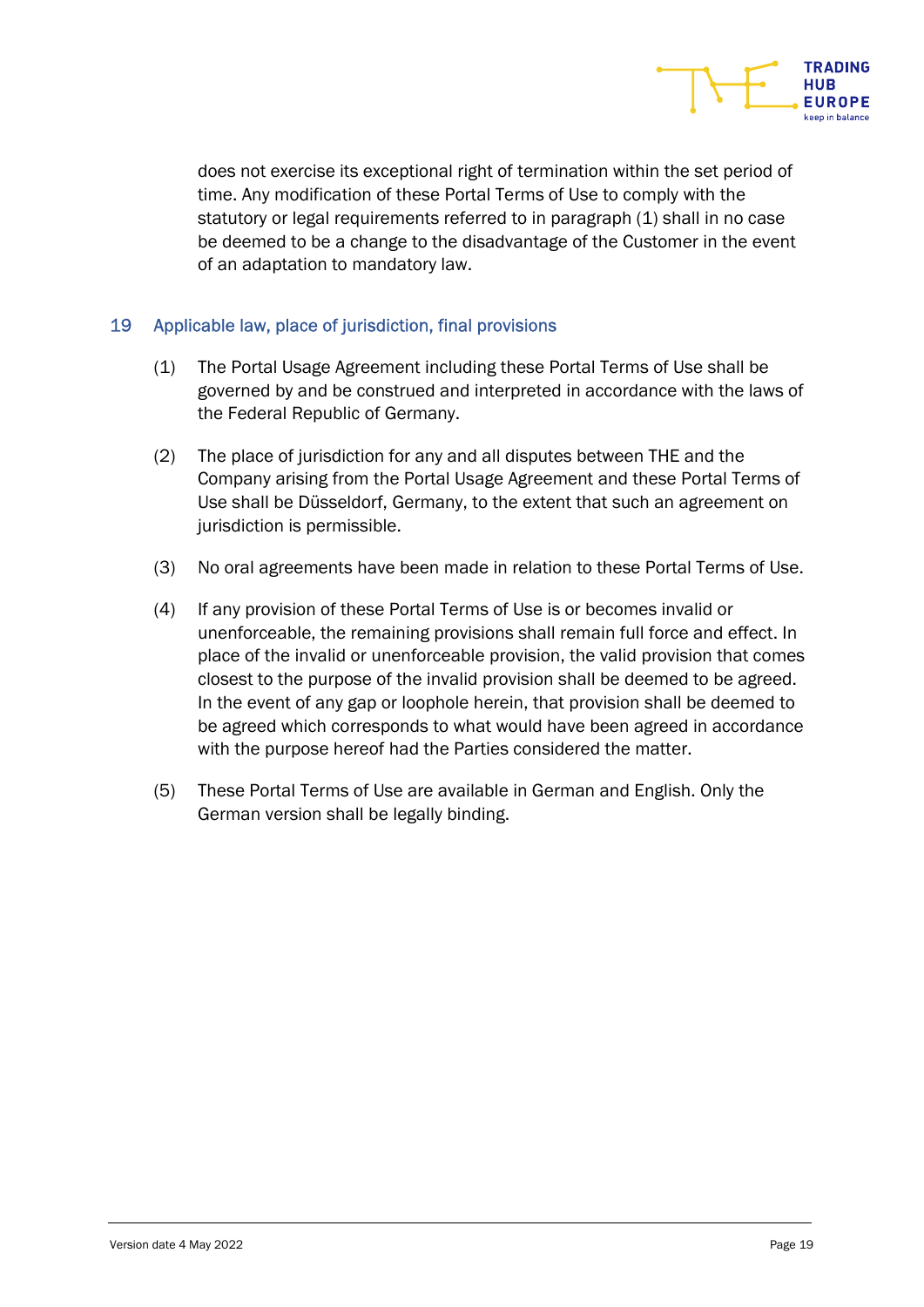does not exercise its exceptional right of termination within the set period of time. Any modification of these Portal Terms of Use to comply with the statutory or legal requirements referred to in paragraph (1) shall in no case be deemed to be a change to the disadvantage of the Customer in the event of an adaptation to mandatory law.

## 19 Applicable law, place of jurisdiction, final provisions

(1) The Portal Usage Agreement including these Portal Terms of Use shall be governed by and be construed and interpreted in accordance with the laws of the Federal Republic of Germany.

(2) The place of jurisdiction for any and all disputes between THE and the Company arising from the Portal Usage Agreement and these Portal Terms of Use shall be Düsseldorf, Germany, to the extent that such an agreement on jurisdiction is permissible.

(3) No oral agreements have been made in relation to these Portal Terms of Use.

(4) If any provision of these Portal Terms of Use is or becomes invalid or unenforceable, the remaining provisions shall remain full force and effect. In place of the invalid or unenforceable provision, the valid provision that comes closest to the purpose of the invalid provision shall be deemed to be agreed. In the event of any gap or loophole herein, that provision shall be deemed to be agreed which corresponds to what would have been agreed in accordance with the purpose hereof had the Parties considered the matter.

(5) These Portal Terms of Use are available in German and English. Only the German version shall be legally binding.